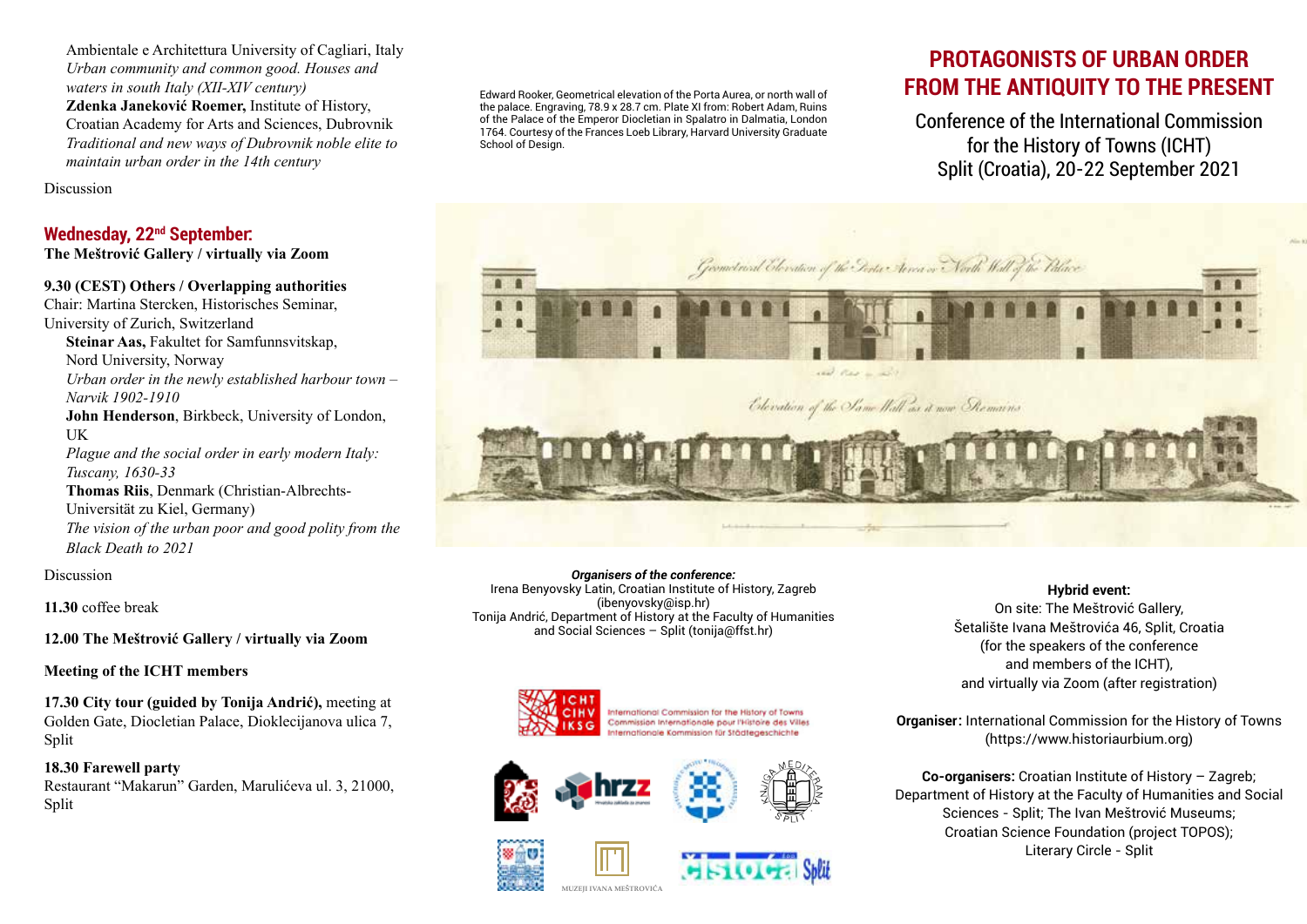Ambientale e Architettura University of Cagliari, Italy
*Urban community and common good. Houses and waters in south Italy (XII-XIV century)*
**Zdenka Janeković Roemer,** Institute of History, Croatian Academy for Arts and Sciences, Dubrovnik
*Traditional and new ways of Dubrovnik noble elite to maintain urban order in the 14th century*

Discussion

## Wednesday, 22nd September:

**The Meštrović Gallery / virtually via Zoom**

**9.30 (CEST) Others / Overlapping authorities**
Chair: Martina Stercken, Historisches Seminar, University of Zurich, Switzerland

**Steinar Aas,** Fakultet for Samfunnsvitskap, Nord University, Norway
*Urban order in the newly established harbour town – Narvik 1902-1910*

**John Henderson**, Birkbeck, University of London, UK
*Plague and the social order in early modern Italy: Tuscany, 1630-33*

**Thomas Riis**, Denmark (Christian-Albrechts-Universität zu Kiel, Germany)
*The vision of the urban poor and good polity from the Black Death to 2021*

Discussion

**11.30** coffee break

**12.00 The Meštrović Gallery / virtually via Zoom**

**Meeting of the ICHT members**

**17.30 City tour (guided by Tonija Andrić),** meeting at Golden Gate, Diocletian Palace, Dioklecijanova ulica 7, Split

**18.30 Farewell party**
Restaurant "Makarun" Garden, Marulićeva ul. 3, 21000, Split

Edward Rooker, Geometrical elevation of the Porta Aurea, or north wall of the palace. Engraving, 78.9 x 28.7 cm. Plate XI from: Robert Adam, Ruins of the Palace of the Emperor Diocletian in Spalatro in Dalmatia, London 1764. Courtesy of the Frances Loeb Library, Harvard University Graduate School of Design.

# PROTAGONISTS OF URBAN ORDER FROM THE ANTIQUITY TO THE PRESENT

Conference of the International Commission for the History of Towns (ICHT)
Split (Croatia), 20-22 September 2021

***Organisers of the conference:***
Irena Benyovsky Latin, Croatian Institute of History, Zagreb (ibenyovsky@isp.hr)
Tonija Andrić, Department of History at the Faculty of Humanities and Social Sciences – Split (tonija@ffst.hr)

ICHT CIHV IKSG – International Commission for the History of Towns / Commission Internationale pour l'Histoire des Villes / Internationale Kommission für Städtegeschichte

**Hybrid event:**
On site: The Meštrović Gallery, Šetalište Ivana Meštrovića 46, Split, Croatia (for the speakers of the conference and members of the ICHT), and virtually via Zoom (after registration)

**Organiser:** International Commission for the History of Towns (https://www.historiaurbium.org)

**Co-organisers:** Croatian Institute of History – Zagreb; Department of History at the Faculty of Humanities and Social Sciences - Split; The Ivan Meštrović Museums; Croatian Science Foundation (project TOPOS); Literary Circle - Split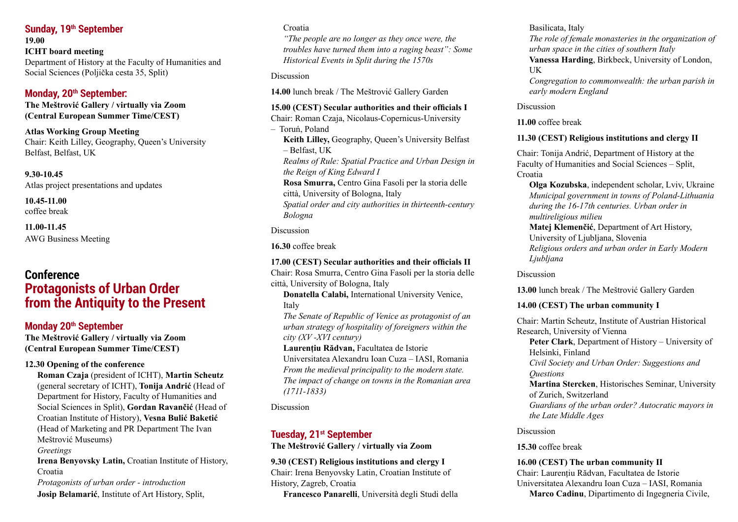## Sunday, 19th September

**19.00**

**ICHT board meeting**

Department of History at the Faculty of Humanities and Social Sciences (Poljička cesta 35, Split)

## Monday, 20th September:

**The Meštrović Gallery / virtually via Zoom (Central European Summer Time/CEST)**

**Atlas Working Group Meeting**

Chair: Keith Lilley, Geography, Queen's University Belfast, Belfast, UK

**9.30-10.45**

Atlas project presentations and updates

**10.45-11.00**

coffee break

**11.00-11.45**

AWG Business Meeting

# Conference

# Protagonists of Urban Order from the Antiquity to the Present

## Monday 20th September

**The Meštrović Gallery / virtually via Zoom (Central European Summer Time/CEST)**

**12.30 Opening of the conference**

**Roman Czaja** (president of ICHT), **Martin Scheutz** (general secretary of ICHT), **Tonija Andrić** (Head of Department for History, Faculty of Humanities and Social Sciences in Split), **Gordan Ravančić** (Head of Croatian Institute of History), **Vesna Bulić Baketić** (Head of Marketing and PR Department The Ivan Meštrović Museums)

*Greetings*

**Irena Benyovsky Latin,** Croatian Institute of History, Croatia

*Protagonists of urban order - introduction*

**Josip Belamarić**, Institute of Art History, Split, Croatia

*"The people are no longer as they once were, the troubles have turned them into a raging beast": Some Historical Events in Split during the 1570s*

Discussion

**14.00** lunch break / The Meštrović Gallery Garden

**15.00 (CEST) Secular authorities and their officials I**

Chair: Roman Czaja, Nicolaus-Copernicus-University – Toruń, Poland

**Keith Lilley,** Geography, Queen's University Belfast – Belfast, UK

*Realms of Rule: Spatial Practice and Urban Design in the Reign of King Edward I*

**Rosa Smurra,** Centro Gina Fasoli per la storia delle città, University of Bologna, Italy

*Spatial order and city authorities in thirteenth-century Bologna*

Discussion

**16.30** coffee break

**17.00 (CEST) Secular authorities and their officials II**

Chair: Rosa Smurra, Centro Gina Fasoli per la storia delle città, University of Bologna, Italy

**Donatella Calabi,** International University Venice, Italy

*The Senate of Republic of Venice as protagonist of an urban strategy of hospitality of foreigners within the city (XV -XVI century)*

**Laurenţiu Rădvan,** Facultatea de Istorie Universitatea Alexandru Ioan Cuza – IASI, Romania

*From the medieval principality to the modern state. The impact of change on towns in the Romanian area (1711-1833)*

Discussion

## Tuesday, 21st September

**The Meštrović Gallery / virtually via Zoom**

**9.30 (CEST) Religious institutions and clergy I**

Chair: Irena Benyovsky Latin, Croatian Institute of History, Zagreb, Croatia

**Francesco Panarelli**, Università degli Studi della Basilicata, Italy

*The role of female monasteries in the organization of urban space in the cities of southern Italy*

**Vanessa Harding**, Birkbeck, University of London, UK

*Congregation to commonwealth: the urban parish in early modern England*

Discussion

**11.00** coffee break

**11.30 (CEST) Religious institutions and clergy II**

Chair: Tonija Andrić, Department of History at the Faculty of Humanities and Social Sciences – Split, Croatia

**Olga Kozubska**, independent scholar, Lviv, Ukraine

*Municipal government in towns of Poland-Lithuania during the 16-17th centuries. Urban order in multireligious milieu*

**Matej Klemenčič**, Department of Art History, University of Ljubljana, Slovenia

*Religious orders and urban order in Early Modern Ljubljana*

Discussion

**13.00** lunch break / The Meštrović Gallery Garden

**14.00 (CEST) The urban community I**

Chair: Martin Scheutz, Institute of Austrian Historical Research, University of Vienna

**Peter Clark**, Department of History – University of Helsinki, Finland

*Civil Society and Urban Order: Suggestions and Questions*

**Martina Stercken**, Historisches Seminar, University of Zurich, Switzerland

*Guardians of the urban order? Autocratic mayors in the Late Middle Ages*

Discussion

**15.30** coffee break

**16.00 (CEST) The urban community II**

Chair: Laurenţiu Rădvan, Facultatea de Istorie Universitatea Alexandru Ioan Cuza – IASI, Romania

**Marco Cadinu**, Dipartimento di Ingegneria Civile,